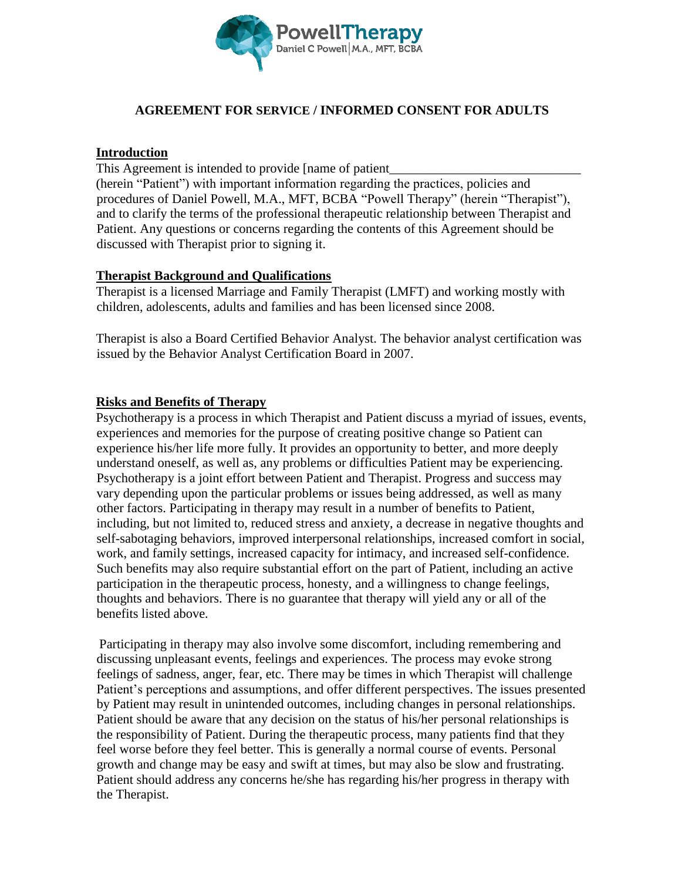PowellTherapy
Daniel C Powell | M.A., MFT, BCBA

## AGREEMENT FOR SERVICE / INFORMED CONSENT FOR ADULTS

### Introduction

This Agreement is intended to provide [name of patient_____________________________ (herein "Patient") with important information regarding the practices, policies and procedures of Daniel Powell, M.A., MFT, BCBA "Powell Therapy" (herein "Therapist"), and to clarify the terms of the professional therapeutic relationship between Therapist and Patient. Any questions or concerns regarding the contents of this Agreement should be discussed with Therapist prior to signing it.

### Therapist Background and Qualifications

Therapist is a licensed Marriage and Family Therapist (LMFT) and working mostly with children, adolescents, adults and families and has been licensed since 2008.

Therapist is also a Board Certified Behavior Analyst. The behavior analyst certification was issued by the Behavior Analyst Certification Board in 2007.

### Risks and Benefits of Therapy

Psychotherapy is a process in which Therapist and Patient discuss a myriad of issues, events, experiences and memories for the purpose of creating positive change so Patient can experience his/her life more fully. It provides an opportunity to better, and more deeply understand oneself, as well as, any problems or difficulties Patient may be experiencing. Psychotherapy is a joint effort between Patient and Therapist. Progress and success may vary depending upon the particular problems or issues being addressed, as well as many other factors. Participating in therapy may result in a number of benefits to Patient, including, but not limited to, reduced stress and anxiety, a decrease in negative thoughts and self-sabotaging behaviors, improved interpersonal relationships, increased comfort in social, work, and family settings, increased capacity for intimacy, and increased self-confidence. Such benefits may also require substantial effort on the part of Patient, including an active participation in the therapeutic process, honesty, and a willingness to change feelings, thoughts and behaviors. There is no guarantee that therapy will yield any or all of the benefits listed above.

Participating in therapy may also involve some discomfort, including remembering and discussing unpleasant events, feelings and experiences. The process may evoke strong feelings of sadness, anger, fear, etc. There may be times in which Therapist will challenge Patient's perceptions and assumptions, and offer different perspectives. The issues presented by Patient may result in unintended outcomes, including changes in personal relationships. Patient should be aware that any decision on the status of his/her personal relationships is the responsibility of Patient. During the therapeutic process, many patients find that they feel worse before they feel better. This is generally a normal course of events. Personal growth and change may be easy and swift at times, but may also be slow and frustrating. Patient should address any concerns he/she has regarding his/her progress in therapy with the Therapist.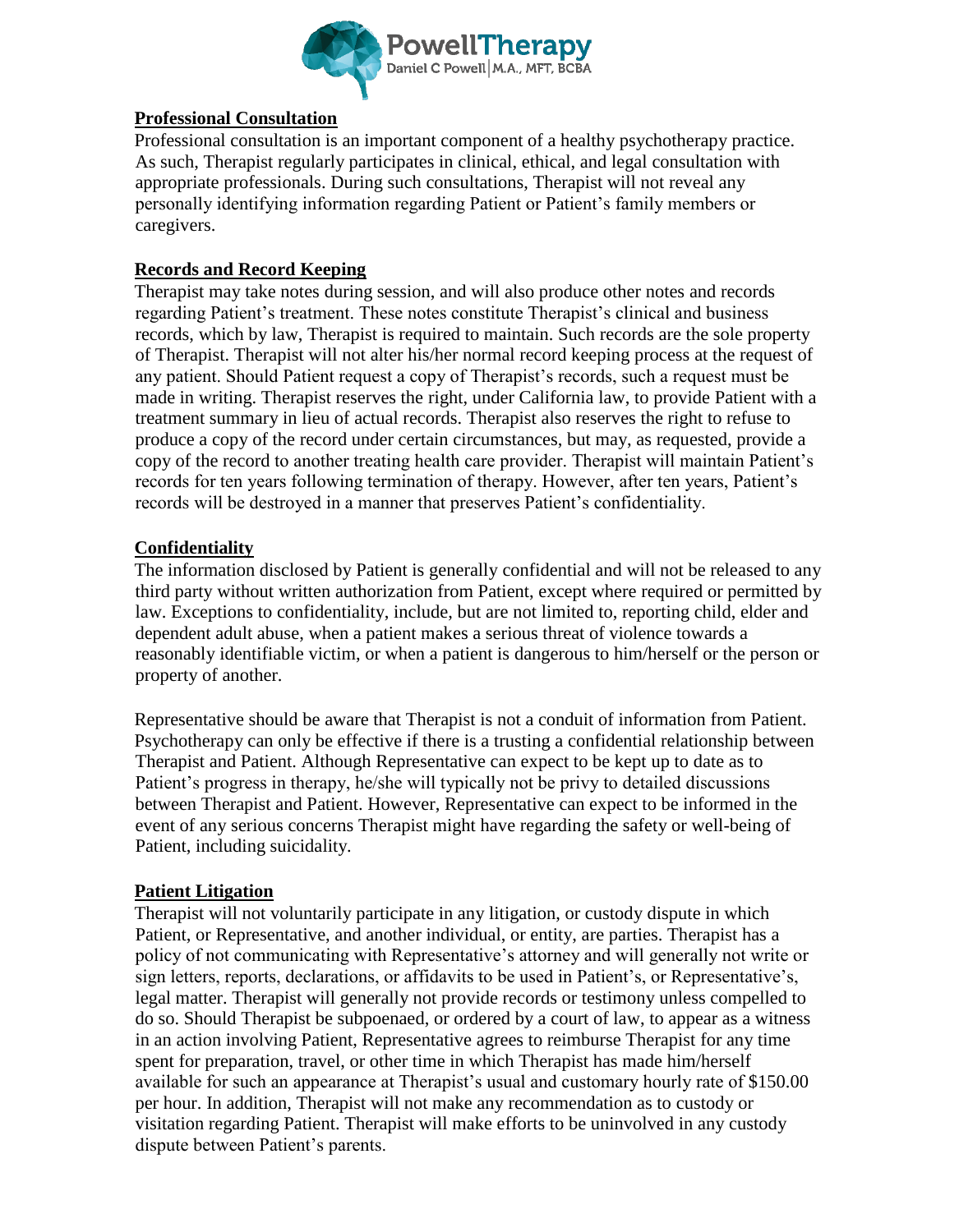**Professional Consultation**

Professional consultation is an important component of a healthy psychotherapy practice. As such, Therapist regularly participates in clinical, ethical, and legal consultation with appropriate professionals. During such consultations, Therapist will not reveal any personally identifying information regarding Patient or Patient's family members or caregivers.

**Records and Record Keeping**

Therapist may take notes during session, and will also produce other notes and records regarding Patient's treatment. These notes constitute Therapist's clinical and business records, which by law, Therapist is required to maintain. Such records are the sole property of Therapist. Therapist will not alter his/her normal record keeping process at the request of any patient. Should Patient request a copy of Therapist's records, such a request must be made in writing. Therapist reserves the right, under California law, to provide Patient with a treatment summary in lieu of actual records. Therapist also reserves the right to refuse to produce a copy of the record under certain circumstances, but may, as requested, provide a copy of the record to another treating health care provider. Therapist will maintain Patient's records for ten years following termination of therapy. However, after ten years, Patient's records will be destroyed in a manner that preserves Patient's confidentiality.

**Confidentiality**

The information disclosed by Patient is generally confidential and will not be released to any third party without written authorization from Patient, except where required or permitted by law. Exceptions to confidentiality, include, but are not limited to, reporting child, elder and dependent adult abuse, when a patient makes a serious threat of violence towards a reasonably identifiable victim, or when a patient is dangerous to him/herself or the person or property of another.

Representative should be aware that Therapist is not a conduit of information from Patient. Psychotherapy can only be effective if there is a trusting a confidential relationship between Therapist and Patient. Although Representative can expect to be kept up to date as to Patient's progress in therapy, he/she will typically not be privy to detailed discussions between Therapist and Patient. However, Representative can expect to be informed in the event of any serious concerns Therapist might have regarding the safety or well-being of Patient, including suicidality.

**Patient Litigation**

Therapist will not voluntarily participate in any litigation, or custody dispute in which Patient, or Representative, and another individual, or entity, are parties. Therapist has a policy of not communicating with Representative's attorney and will generally not write or sign letters, reports, declarations, or affidavits to be used in Patient's, or Representative's, legal matter. Therapist will generally not provide records or testimony unless compelled to do so. Should Therapist be subpoenaed, or ordered by a court of law, to appear as a witness in an action involving Patient, Representative agrees to reimburse Therapist for any time spent for preparation, travel, or other time in which Therapist has made him/herself available for such an appearance at Therapist's usual and customary hourly rate of $150.00 per hour. In addition, Therapist will not make any recommendation as to custody or visitation regarding Patient. Therapist will make efforts to be uninvolved in any custody dispute between Patient's parents.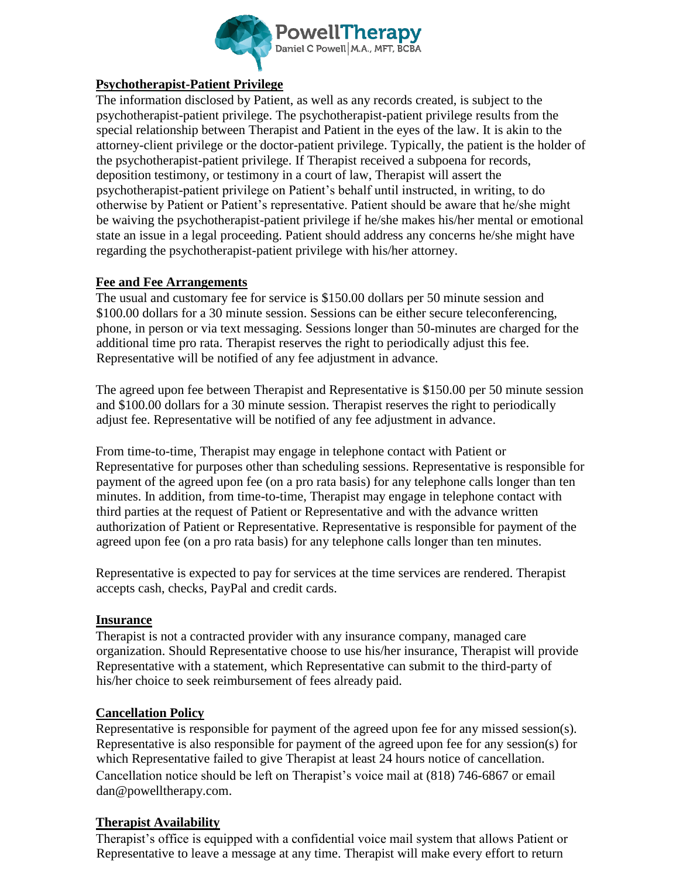## Psychotherapist-Patient Privilege

The information disclosed by Patient, as well as any records created, is subject to the psychotherapist-patient privilege. The psychotherapist-patient privilege results from the special relationship between Therapist and Patient in the eyes of the law. It is akin to the attorney-client privilege or the doctor-patient privilege. Typically, the patient is the holder of the psychotherapist-patient privilege. If Therapist received a subpoena for records, deposition testimony, or testimony in a court of law, Therapist will assert the psychotherapist-patient privilege on Patient's behalf until instructed, in writing, to do otherwise by Patient or Patient's representative. Patient should be aware that he/she might be waiving the psychotherapist-patient privilege if he/she makes his/her mental or emotional state an issue in a legal proceeding. Patient should address any concerns he/she might have regarding the psychotherapist-patient privilege with his/her attorney.

## Fee and Fee Arrangements

The usual and customary fee for service is $150.00 dollars per 50 minute session and $100.00 dollars for a 30 minute session. Sessions can be either secure teleconferencing, phone, in person or via text messaging. Sessions longer than 50-minutes are charged for the additional time pro rata. Therapist reserves the right to periodically adjust this fee. Representative will be notified of any fee adjustment in advance.

The agreed upon fee between Therapist and Representative is $150.00 per 50 minute session and $100.00 dollars for a 30 minute session. Therapist reserves the right to periodically adjust fee. Representative will be notified of any fee adjustment in advance.

From time-to-time, Therapist may engage in telephone contact with Patient or Representative for purposes other than scheduling sessions. Representative is responsible for payment of the agreed upon fee (on a pro rata basis) for any telephone calls longer than ten minutes. In addition, from time-to-time, Therapist may engage in telephone contact with third parties at the request of Patient or Representative and with the advance written authorization of Patient or Representative. Representative is responsible for payment of the agreed upon fee (on a pro rata basis) for any telephone calls longer than ten minutes.

Representative is expected to pay for services at the time services are rendered. Therapist accepts cash, checks, PayPal and credit cards.

## Insurance

Therapist is not a contracted provider with any insurance company, managed care organization. Should Representative choose to use his/her insurance, Therapist will provide Representative with a statement, which Representative can submit to the third-party of his/her choice to seek reimbursement of fees already paid.

## Cancellation Policy

Representative is responsible for payment of the agreed upon fee for any missed session(s). Representative is also responsible for payment of the agreed upon fee for any session(s) for which Representative failed to give Therapist at least 24 hours notice of cancellation. Cancellation notice should be left on Therapist's voice mail at (818) 746-6867 or email dan@powelltherapy.com.

## Therapist Availability

Therapist's office is equipped with a confidential voice mail system that allows Patient or Representative to leave a message at any time. Therapist will make every effort to return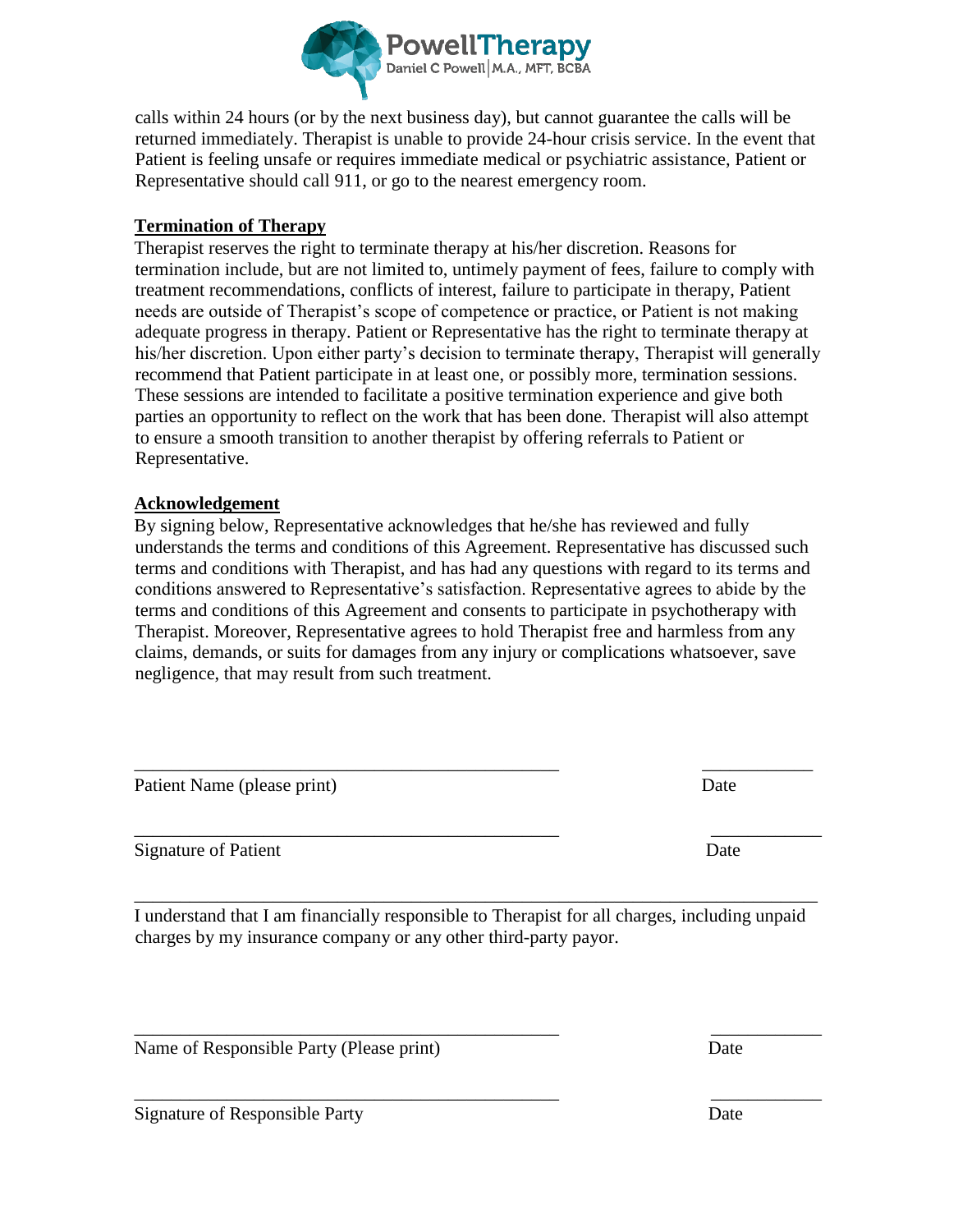calls within 24 hours (or by the next business day), but cannot guarantee the calls will be returned immediately. Therapist is unable to provide 24-hour crisis service. In the event that Patient is feeling unsafe or requires immediate medical or psychiatric assistance, Patient or Representative should call 911, or go to the nearest emergency room.

**Termination of Therapy**

Therapist reserves the right to terminate therapy at his/her discretion. Reasons for termination include, but are not limited to, untimely payment of fees, failure to comply with treatment recommendations, conflicts of interest, failure to participate in therapy, Patient needs are outside of Therapist's scope of competence or practice, or Patient is not making adequate progress in therapy. Patient or Representative has the right to terminate therapy at his/her discretion. Upon either party's decision to terminate therapy, Therapist will generally recommend that Patient participate in at least one, or possibly more, termination sessions. These sessions are intended to facilitate a positive termination experience and give both parties an opportunity to reflect on the work that has been done. Therapist will also attempt to ensure a smooth transition to another therapist by offering referrals to Patient or Representative.

**Acknowledgement**

By signing below, Representative acknowledges that he/she has reviewed and fully understands the terms and conditions of this Agreement. Representative has discussed such terms and conditions with Therapist, and has had any questions with regard to its terms and conditions answered to Representative's satisfaction. Representative agrees to abide by the terms and conditions of this Agreement and consents to participate in psychotherapy with Therapist. Moreover, Representative agrees to hold Therapist free and harmless from any claims, demands, or suits for damages from any injury or complications whatsoever, save negligence, that may result from such treatment.

_______________________________________________ ____________

Patient Name (please print) Date

_______________________________________________ ____________

Signature of Patient Date

_____________________________________________________________________________

I understand that I am financially responsible to Therapist for all charges, including unpaid charges by my insurance company or any other third-party payor.

_______________________________________________ ____________

Name of Responsible Party (Please print) Date

_______________________________________________ ____________

Signature of Responsible Party Date